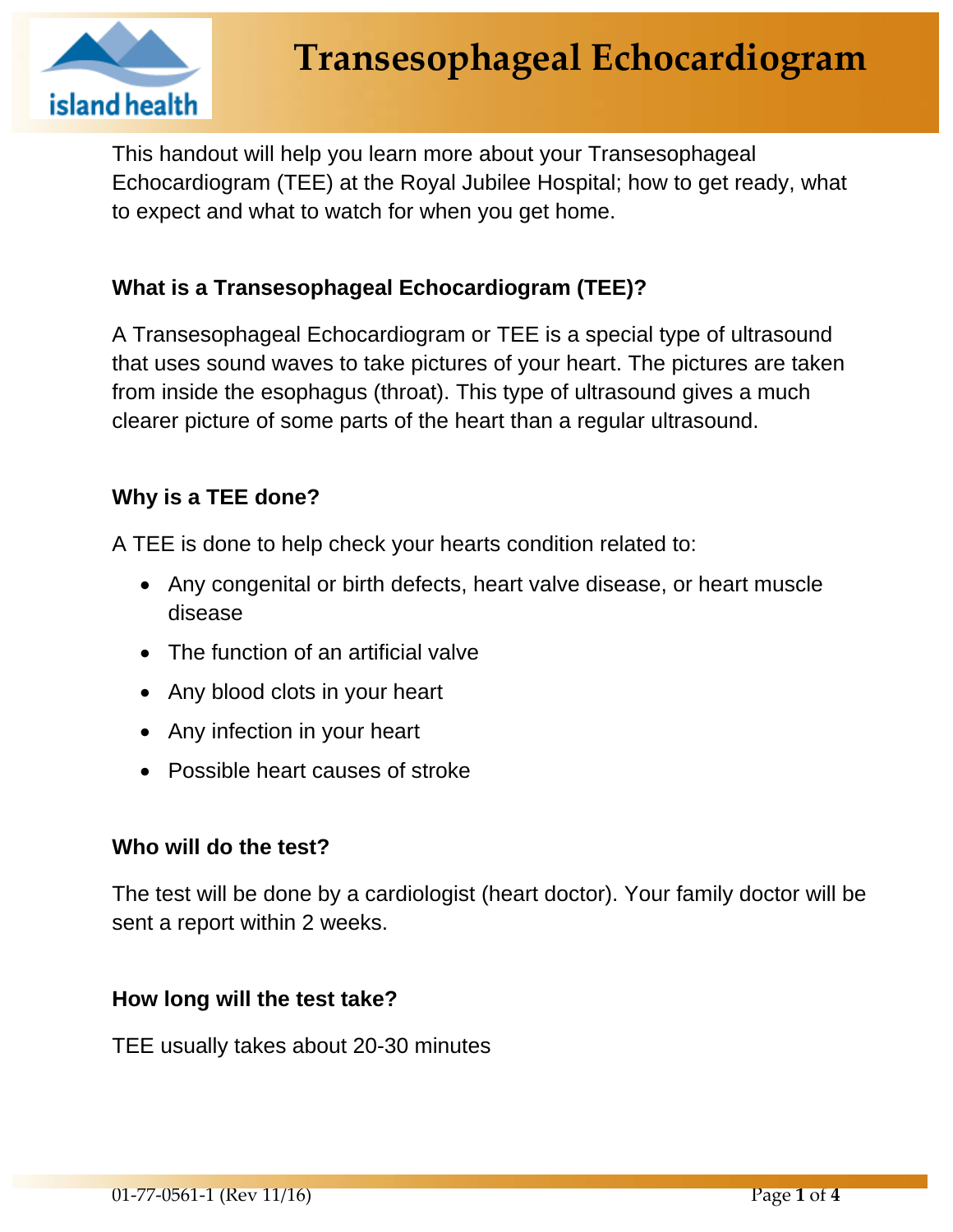# Transesophageal Echocardiogram

This handout will help you learn more about your Transesophageal Echocardiogram (TEE) at the Royal Jubilee Hospital; how to get ready, what to expect and what to watch for when you get home.

### What is a Transesophageal Echocardiogram (TEE)?

A Transesophageal Echocardiogram or TEE is a special type of ultrasound that uses sound waves to take pictures of your heart. The pictures are taken from inside the esophagus (throat). This type of ultrasound gives a much clearer picture of some parts of the heart than a regular ultrasound.

### Why is a TEE done?

A TEE is done to help check your hearts condition related to:

- Any congenital or birth defects, heart valve disease, or heart muscle disease
- The function of an artificial valve
- Any blood clots in your heart
- Any infection in your heart
- Possible heart causes of stroke

### Who will do the test?

The test will be done by a cardiologist (heart doctor). Your family doctor will be sent a report within 2 weeks.

### How long will the test take?

TEE usually takes about 20-30 minutes

01-77-0561-1 (Rev 11/16)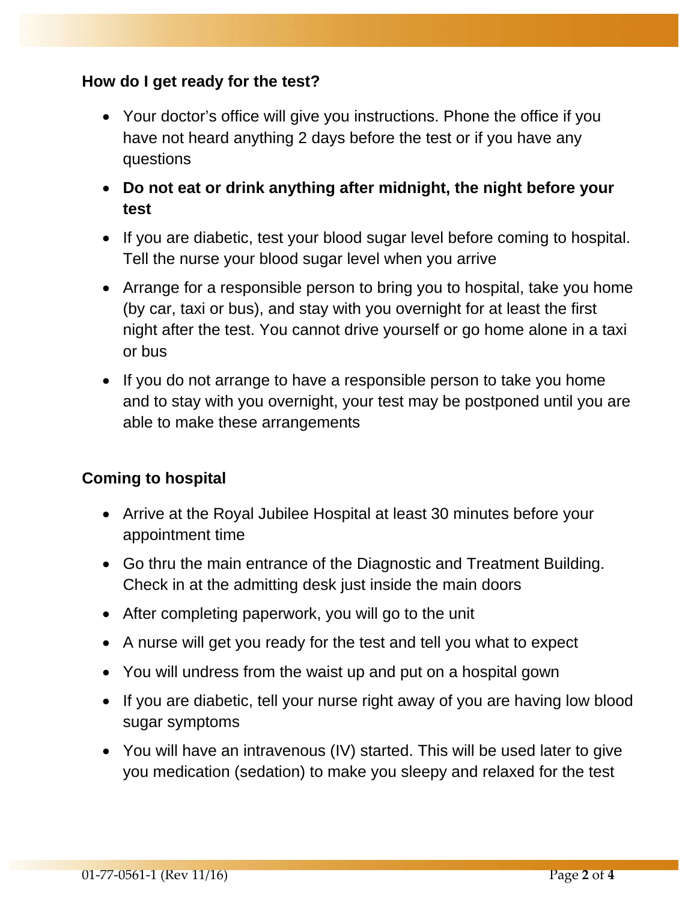## How do I get ready for the test?

- Your doctor's office will give you instructions. Phone the office if you have not heard anything 2 days before the test or if you have any questions
- **Do not eat or drink anything after midnight, the night before your test**
- If you are diabetic, test your blood sugar level before coming to hospital. Tell the nurse your blood sugar level when you arrive
- Arrange for a responsible person to bring you to hospital, take you home (by car, taxi or bus), and stay with you overnight for at least the first night after the test. You cannot drive yourself or go home alone in a taxi or bus
- If you do not arrange to have a responsible person to take you home and to stay with you overnight, your test may be postponed until you are able to make these arrangements

## Coming to hospital

- Arrive at the Royal Jubilee Hospital at least 30 minutes before your appointment time
- Go thru the main entrance of the Diagnostic and Treatment Building. Check in at the admitting desk just inside the main doors
- After completing paperwork, you will go to the unit
- A nurse will get you ready for the test and tell you what to expect
- You will undress from the waist up and put on a hospital gown
- If you are diabetic, tell your nurse right away of you are having low blood sugar symptoms
- You will have an intravenous (IV) started. This will be used later to give you medication (sedation) to make you sleepy and relaxed for the test

01-77-0561-1 (Rev 11/16)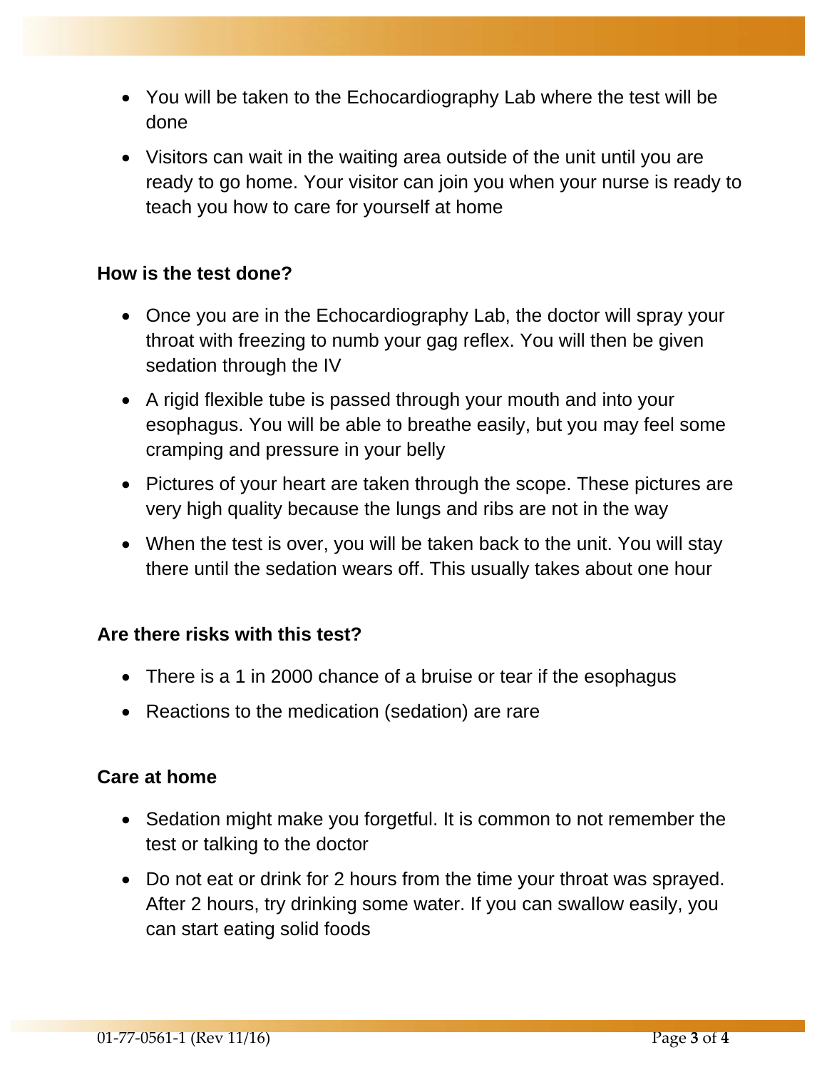- You will be taken to the Echocardiography Lab where the test will be done
- Visitors can wait in the waiting area outside of the unit until you are ready to go home. Your visitor can join you when your nurse is ready to teach you how to care for yourself at home

**How is the test done?**

- Once you are in the Echocardiography Lab, the doctor will spray your throat with freezing to numb your gag reflex. You will then be given sedation through the IV
- A rigid flexible tube is passed through your mouth and into your esophagus. You will be able to breathe easily, but you may feel some cramping and pressure in your belly
- Pictures of your heart are taken through the scope. These pictures are very high quality because the lungs and ribs are not in the way
- When the test is over, you will be taken back to the unit. You will stay there until the sedation wears off. This usually takes about one hour

**Are there risks with this test?**

- There is a 1 in 2000 chance of a bruise or tear if the esophagus
- Reactions to the medication (sedation) are rare

**Care at home**

- Sedation might make you forgetful. It is common to not remember the test or talking to the doctor
- Do not eat or drink for 2 hours from the time your throat was sprayed. After 2 hours, try drinking some water. If you can swallow easily, you can start eating solid foods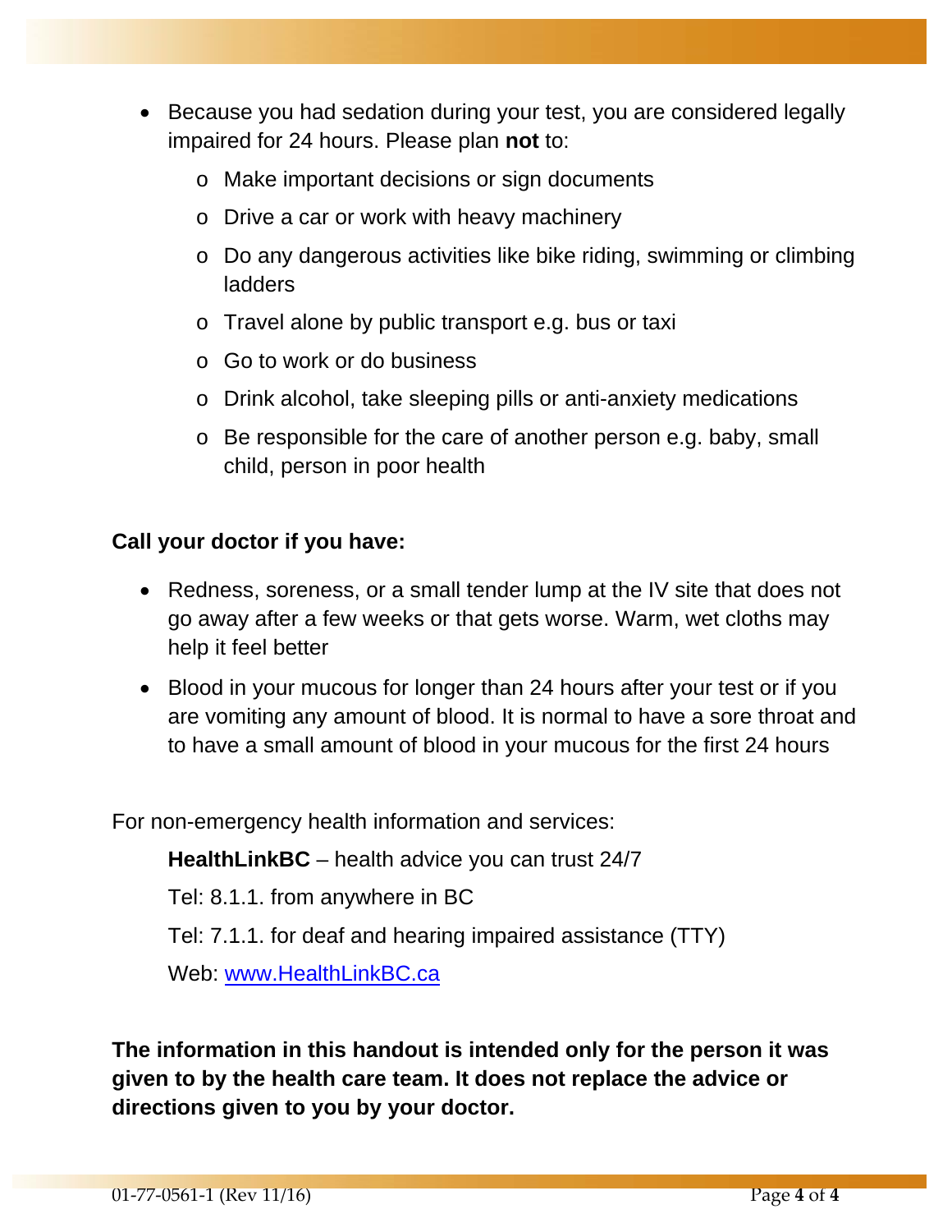- Because you had sedation during your test, you are considered legally impaired for 24 hours. Please plan **not** to:
  - Make important decisions or sign documents
  - Drive a car or work with heavy machinery
  - Do any dangerous activities like bike riding, swimming or climbing ladders
  - Travel alone by public transport e.g. bus or taxi
  - Go to work or do business
  - Drink alcohol, take sleeping pills or anti-anxiety medications
  - Be responsible for the care of another person e.g. baby, small child, person in poor health

**Call your doctor if you have:**

- Redness, soreness, or a small tender lump at the IV site that does not go away after a few weeks or that gets worse. Warm, wet cloths may help it feel better
- Blood in your mucous for longer than 24 hours after your test or if you are vomiting any amount of blood. It is normal to have a sore throat and to have a small amount of blood in your mucous for the first 24 hours

For non-emergency health information and services:

**HealthLinkBC** – health advice you can trust 24/7

Tel: 8.1.1. from anywhere in BC

Tel: 7.1.1. for deaf and hearing impaired assistance (TTY)

Web: www.HealthLinkBC.ca

**The information in this handout is intended only for the person it was given to by the health care team. It does not replace the advice or directions given to you by your doctor.**

01-77-0561-1 (Rev 11/16)